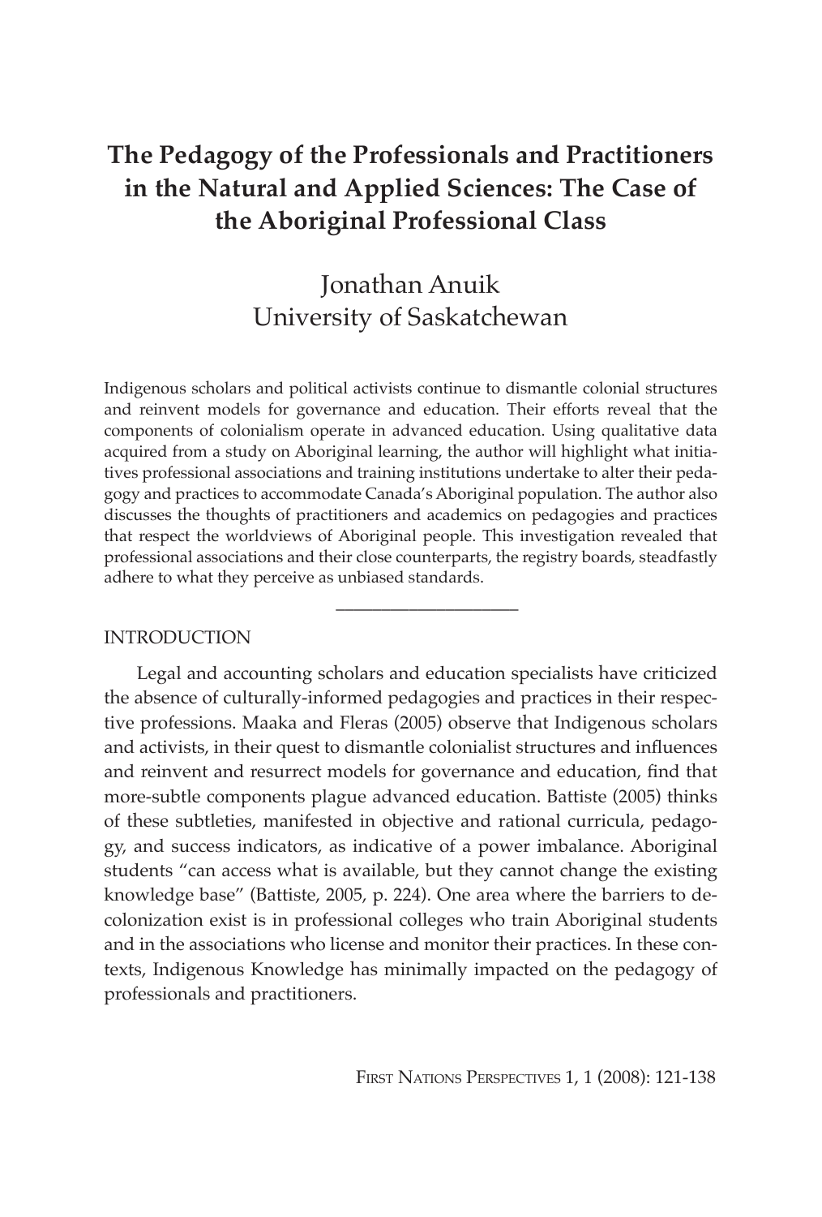# The Pedagogy of the Professionals and Practitioners in the Natural and Applied Sciences: The Case of the Aboriginal Professional Class

Jonathan Anuik
University of Saskatchewan

Indigenous scholars and political activists continue to dismantle colonial structures and reinvent models for governance and education. Their efforts reveal that the components of colonialism operate in advanced education. Using qualitative data acquired from a study on Aboriginal learning, the author will highlight what initiatives professional associations and training institutions undertake to alter their pedagogy and practices to accommodate Canada's Aboriginal population. The author also discusses the thoughts of practitioners and academics on pedagogies and practices that respect the worldviews of Aboriginal people. This investigation revealed that professional associations and their close counterparts, the registry boards, steadfastly adhere to what they perceive as unbiased standards.

---

## INTRODUCTION

Legal and accounting scholars and education specialists have criticized the absence of culturally-informed pedagogies and practices in their respective professions. Maaka and Fleras (2005) observe that Indigenous scholars and activists, in their quest to dismantle colonialist structures and influences and reinvent and resurrect models for governance and education, find that more-subtle components plague advanced education. Battiste (2005) thinks of these subtleties, manifested in objective and rational curricula, pedagogy, and success indicators, as indicative of a power imbalance. Aboriginal students "can access what is available, but they cannot change the existing knowledge base" (Battiste, 2005, p. 224). One area where the barriers to decolonization exist is in professional colleges who train Aboriginal students and in the associations who license and monitor their practices. In these contexts, Indigenous Knowledge has minimally impacted on the pedagogy of professionals and practitioners.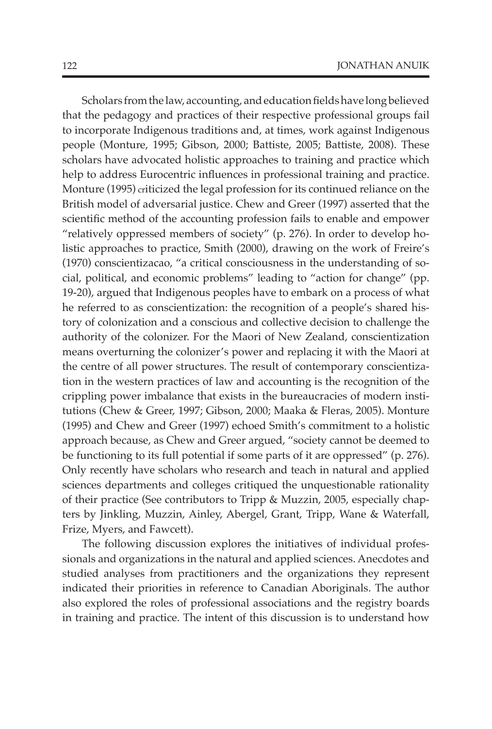Scholars from the law, accounting, and education fields have long believed that the pedagogy and practices of their respective professional groups fail to incorporate Indigenous traditions and, at times, work against Indigenous people (Monture, 1995; Gibson, 2000; Battiste, 2005; Battiste, 2008). These scholars have advocated holistic approaches to training and practice which help to address Eurocentric influences in professional training and practice. Monture (1995) criticized the legal profession for its continued reliance on the British model of adversarial justice. Chew and Greer (1997) asserted that the scientific method of the accounting profession fails to enable and empower "relatively oppressed members of society" (p. 276). In order to develop holistic approaches to practice, Smith (2000), drawing on the work of Freire's (1970) conscientizacao, "a critical consciousness in the understanding of social, political, and economic problems" leading to "action for change" (pp. 19-20), argued that Indigenous peoples have to embark on a process of what he referred to as conscientization: the recognition of a people's shared history of colonization and a conscious and collective decision to challenge the authority of the colonizer. For the Maori of New Zealand, conscientization means overturning the colonizer's power and replacing it with the Maori at the centre of all power structures. The result of contemporary conscientization in the western practices of law and accounting is the recognition of the crippling power imbalance that exists in the bureaucracies of modern institutions (Chew & Greer, 1997; Gibson, 2000; Maaka & Fleras, 2005). Monture (1995) and Chew and Greer (1997) echoed Smith's commitment to a holistic approach because, as Chew and Greer argued, "society cannot be deemed to be functioning to its full potential if some parts of it are oppressed" (p. 276). Only recently have scholars who research and teach in natural and applied sciences departments and colleges critiqued the unquestionable rationality of their practice (See contributors to Tripp & Muzzin, 2005, especially chapters by Jinkling, Muzzin, Ainley, Abergel, Grant, Tripp, Wane & Waterfall, Frize, Myers, and Fawcett).

The following discussion explores the initiatives of individual professionals and organizations in the natural and applied sciences. Anecdotes and studied analyses from practitioners and the organizations they represent indicated their priorities in reference to Canadian Aboriginals. The author also explored the roles of professional associations and the registry boards in training and practice. The intent of this discussion is to understand how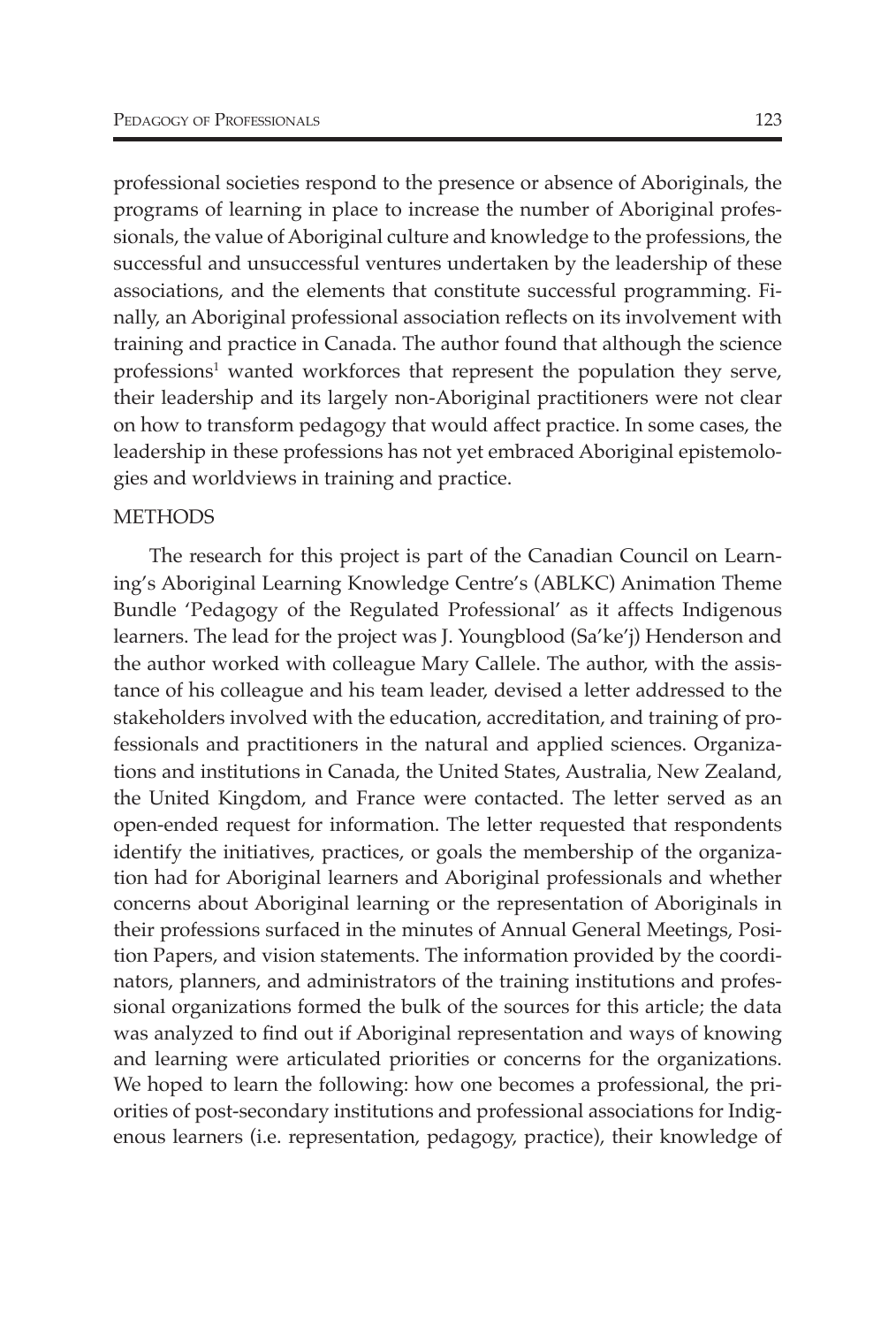professional societies respond to the presence or absence of Aboriginals, the programs of learning in place to increase the number of Aboriginal professionals, the value of Aboriginal culture and knowledge to the professions, the successful and unsuccessful ventures undertaken by the leadership of these associations, and the elements that constitute successful programming. Finally, an Aboriginal professional association reflects on its involvement with training and practice in Canada. The author found that although the science professions[1] wanted workforces that represent the population they serve, their leadership and its largely non-Aboriginal practitioners were not clear on how to transform pedagogy that would affect practice. In some cases, the leadership in these professions has not yet embraced Aboriginal epistemologies and worldviews in training and practice.

## METHODS

The research for this project is part of the Canadian Council on Learning's Aboriginal Learning Knowledge Centre's (ABLKC) Animation Theme Bundle 'Pedagogy of the Regulated Professional' as it affects Indigenous learners. The lead for the project was J. Youngblood (Sa'ke'j) Henderson and the author worked with colleague Mary Callele. The author, with the assistance of his colleague and his team leader, devised a letter addressed to the stakeholders involved with the education, accreditation, and training of professionals and practitioners in the natural and applied sciences. Organizations and institutions in Canada, the United States, Australia, New Zealand, the United Kingdom, and France were contacted. The letter served as an open-ended request for information. The letter requested that respondents identify the initiatives, practices, or goals the membership of the organization had for Aboriginal learners and Aboriginal professionals and whether concerns about Aboriginal learning or the representation of Aboriginals in their professions surfaced in the minutes of Annual General Meetings, Position Papers, and vision statements. The information provided by the coordinators, planners, and administrators of the training institutions and professional organizations formed the bulk of the sources for this article; the data was analyzed to find out if Aboriginal representation and ways of knowing and learning were articulated priorities or concerns for the organizations. We hoped to learn the following: how one becomes a professional, the priorities of post-secondary institutions and professional associations for Indigenous learners (i.e. representation, pedagogy, practice), their knowledge of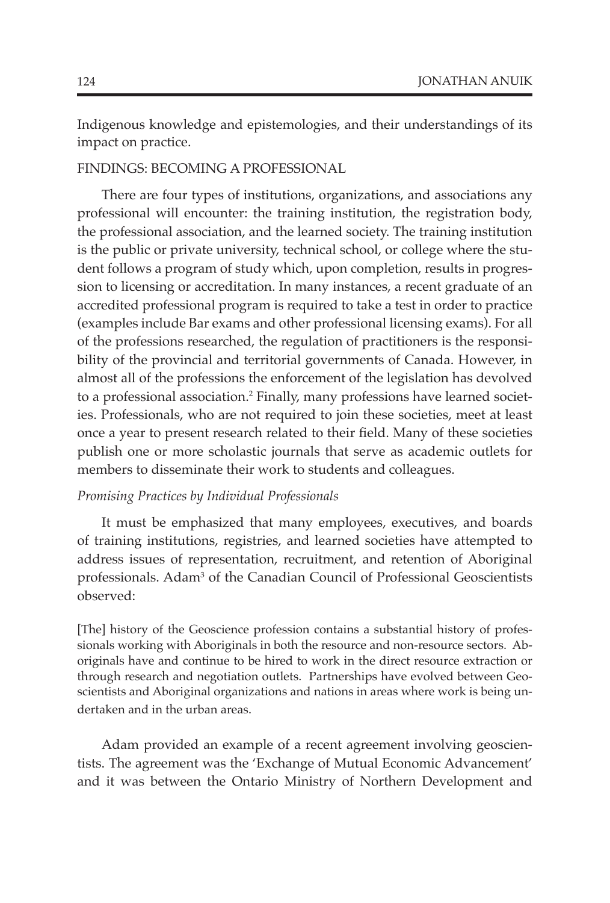Indigenous knowledge and epistemologies, and their understandings of its impact on practice.

## FINDINGS: BECOMING A PROFESSIONAL

There are four types of institutions, organizations, and associations any professional will encounter: the training institution, the registration body, the professional association, and the learned society. The training institution is the public or private university, technical school, or college where the student follows a program of study which, upon completion, results in progression to licensing or accreditation. In many instances, a recent graduate of an accredited professional program is required to take a test in order to practice (examples include Bar exams and other professional licensing exams). For all of the professions researched, the regulation of practitioners is the responsibility of the provincial and territorial governments of Canada. However, in almost all of the professions the enforcement of the legislation has devolved to a professional association.[2] Finally, many professions have learned societies. Professionals, who are not required to join these societies, meet at least once a year to present research related to their field. Many of these societies publish one or more scholastic journals that serve as academic outlets for members to disseminate their work to students and colleagues.

### *Promising Practices by Individual Professionals*

It must be emphasized that many employees, executives, and boards of training institutions, registries, and learned societies have attempted to address issues of representation, recruitment, and retention of Aboriginal professionals. Adam[3] of the Canadian Council of Professional Geoscientists observed:

> [The] history of the Geoscience profession contains a substantial history of professionals working with Aboriginals in both the resource and non-resource sectors. Aboriginals have and continue to be hired to work in the direct resource extraction or through research and negotiation outlets. Partnerships have evolved between Geoscientists and Aboriginal organizations and nations in areas where work is being undertaken and in the urban areas.

Adam provided an example of a recent agreement involving geoscientists. The agreement was the 'Exchange of Mutual Economic Advancement' and it was between the Ontario Ministry of Northern Development and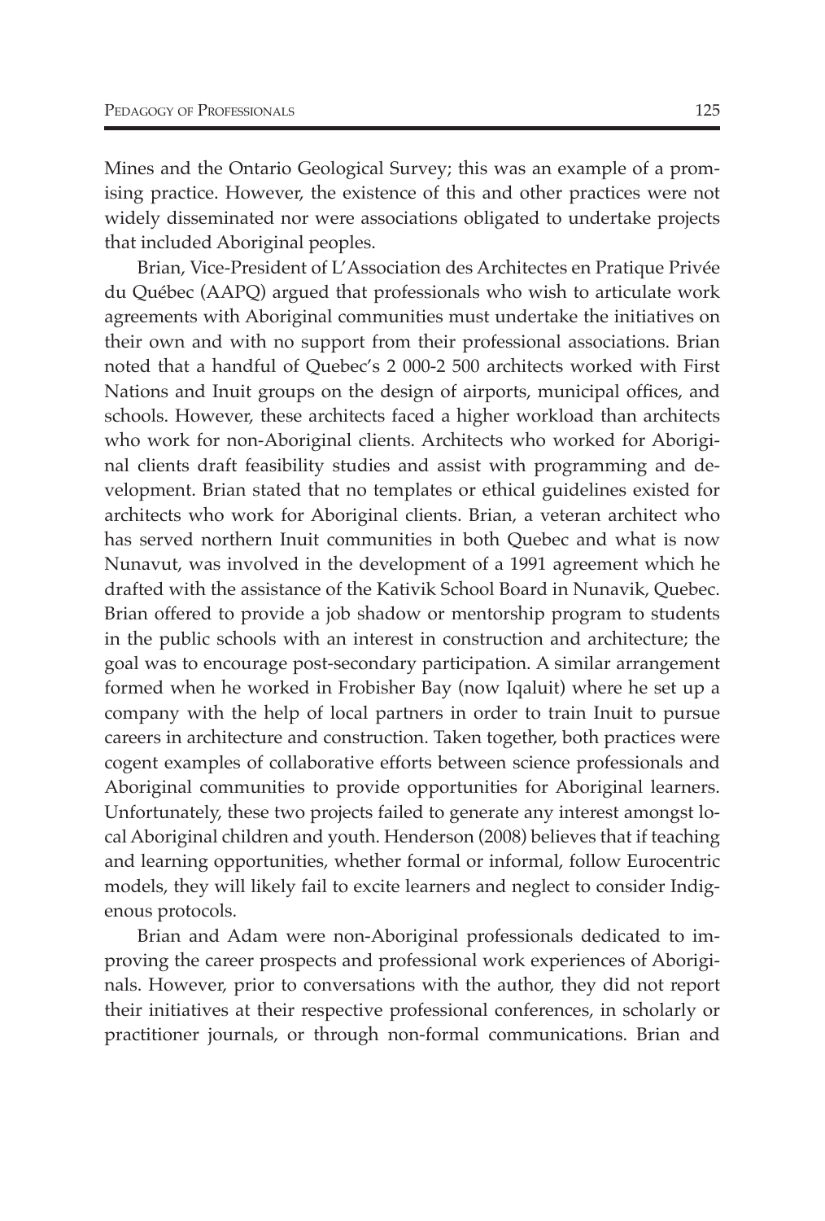Mines and the Ontario Geological Survey; this was an example of a promising practice. However, the existence of this and other practices were not widely disseminated nor were associations obligated to undertake projects that included Aboriginal peoples.

Brian, Vice-President of L'Association des Architectes en Pratique Privée du Québec (AAPQ) argued that professionals who wish to articulate work agreements with Aboriginal communities must undertake the initiatives on their own and with no support from their professional associations. Brian noted that a handful of Quebec's 2 000-2 500 architects worked with First Nations and Inuit groups on the design of airports, municipal offices, and schools. However, these architects faced a higher workload than architects who work for non-Aboriginal clients. Architects who worked for Aboriginal clients draft feasibility studies and assist with programming and development. Brian stated that no templates or ethical guidelines existed for architects who work for Aboriginal clients. Brian, a veteran architect who has served northern Inuit communities in both Quebec and what is now Nunavut, was involved in the development of a 1991 agreement which he drafted with the assistance of the Kativik School Board in Nunavik, Quebec. Brian offered to provide a job shadow or mentorship program to students in the public schools with an interest in construction and architecture; the goal was to encourage post-secondary participation. A similar arrangement formed when he worked in Frobisher Bay (now Iqaluit) where he set up a company with the help of local partners in order to train Inuit to pursue careers in architecture and construction. Taken together, both practices were cogent examples of collaborative efforts between science professionals and Aboriginal communities to provide opportunities for Aboriginal learners. Unfortunately, these two projects failed to generate any interest amongst local Aboriginal children and youth. Henderson (2008) believes that if teaching and learning opportunities, whether formal or informal, follow Eurocentric models, they will likely fail to excite learners and neglect to consider Indigenous protocols.

Brian and Adam were non-Aboriginal professionals dedicated to improving the career prospects and professional work experiences of Aboriginals. However, prior to conversations with the author, they did not report their initiatives at their respective professional conferences, in scholarly or practitioner journals, or through non-formal communications. Brian and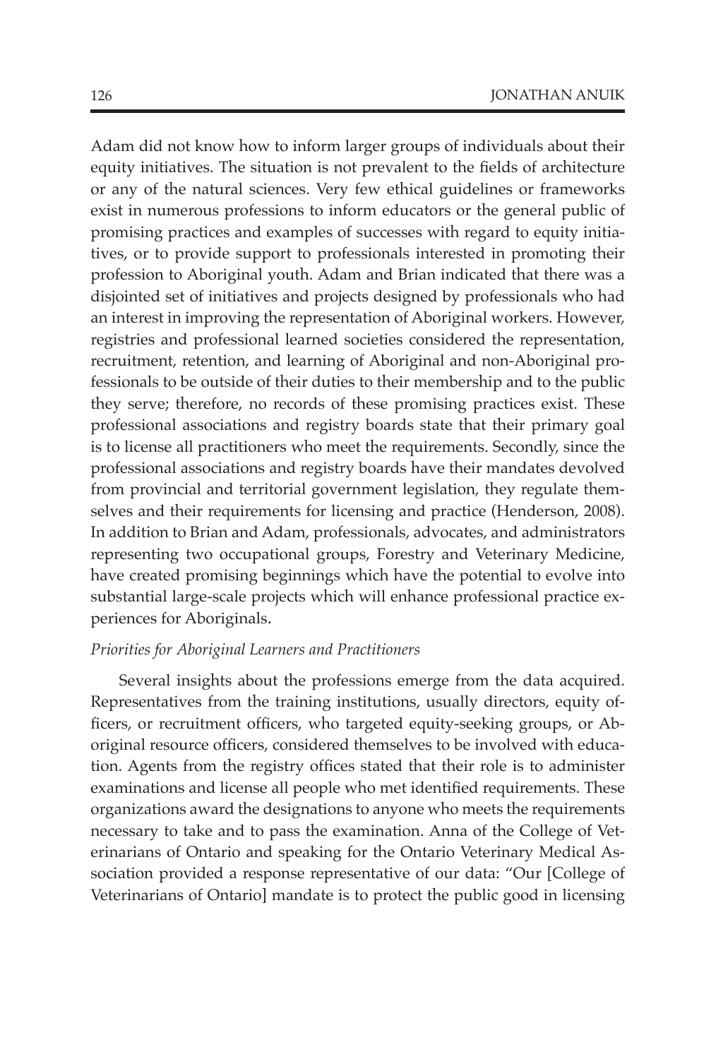Adam did not know how to inform larger groups of individuals about their equity initiatives. The situation is not prevalent to the fields of architecture or any of the natural sciences. Very few ethical guidelines or frameworks exist in numerous professions to inform educators or the general public of promising practices and examples of successes with regard to equity initiatives, or to provide support to professionals interested in promoting their profession to Aboriginal youth. Adam and Brian indicated that there was a disjointed set of initiatives and projects designed by professionals who had an interest in improving the representation of Aboriginal workers. However, registries and professional learned societies considered the representation, recruitment, retention, and learning of Aboriginal and non-Aboriginal professionals to be outside of their duties to their membership and to the public they serve; therefore, no records of these promising practices exist. These professional associations and registry boards state that their primary goal is to license all practitioners who meet the requirements. Secondly, since the professional associations and registry boards have their mandates devolved from provincial and territorial government legislation, they regulate themselves and their requirements for licensing and practice (Henderson, 2008). In addition to Brian and Adam, professionals, advocates, and administrators representing two occupational groups, Forestry and Veterinary Medicine, have created promising beginnings which have the potential to evolve into substantial large-scale projects which will enhance professional practice experiences for Aboriginals.

*Priorities for Aboriginal Learners and Practitioners*

Several insights about the professions emerge from the data acquired. Representatives from the training institutions, usually directors, equity officers, or recruitment officers, who targeted equity-seeking groups, or Aboriginal resource officers, considered themselves to be involved with education. Agents from the registry offices stated that their role is to administer examinations and license all people who met identified requirements. These organizations award the designations to anyone who meets the requirements necessary to take and to pass the examination. Anna of the College of Veterinarians of Ontario and speaking for the Ontario Veterinary Medical Association provided a response representative of our data: "Our [College of Veterinarians of Ontario] mandate is to protect the public good in licensing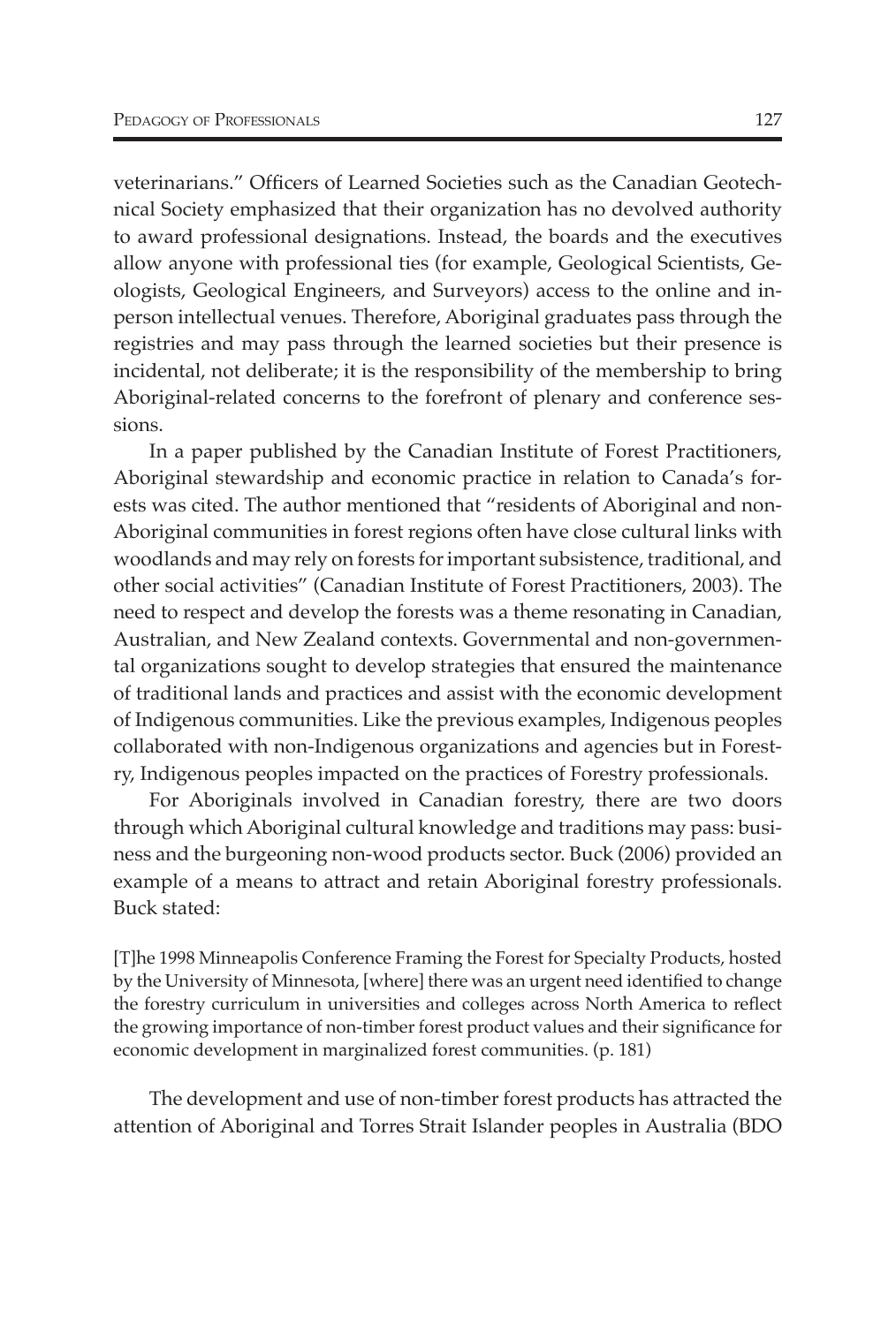veterinarians." Officers of Learned Societies such as the Canadian Geotechnical Society emphasized that their organization has no devolved authority to award professional designations. Instead, the boards and the executives allow anyone with professional ties (for example, Geological Scientists, Geologists, Geological Engineers, and Surveyors) access to the online and in-person intellectual venues. Therefore, Aboriginal graduates pass through the registries and may pass through the learned societies but their presence is incidental, not deliberate; it is the responsibility of the membership to bring Aboriginal-related concerns to the forefront of plenary and conference sessions.

In a paper published by the Canadian Institute of Forest Practitioners, Aboriginal stewardship and economic practice in relation to Canada's forests was cited. The author mentioned that "residents of Aboriginal and non-Aboriginal communities in forest regions often have close cultural links with woodlands and may rely on forests for important subsistence, traditional, and other social activities" (Canadian Institute of Forest Practitioners, 2003). The need to respect and develop the forests was a theme resonating in Canadian, Australian, and New Zealand contexts. Governmental and non-governmental organizations sought to develop strategies that ensured the maintenance of traditional lands and practices and assist with the economic development of Indigenous communities. Like the previous examples, Indigenous peoples collaborated with non-Indigenous organizations and agencies but in Forestry, Indigenous peoples impacted on the practices of Forestry professionals.

For Aboriginals involved in Canadian forestry, there are two doors through which Aboriginal cultural knowledge and traditions may pass: business and the burgeoning non-wood products sector. Buck (2006) provided an example of a means to attract and retain Aboriginal forestry professionals. Buck stated:

> [T]he 1998 Minneapolis Conference Framing the Forest for Specialty Products, hosted by the University of Minnesota, [where] there was an urgent need identified to change the forestry curriculum in universities and colleges across North America to reflect the growing importance of non-timber forest product values and their significance for economic development in marginalized forest communities. (p. 181)

The development and use of non-timber forest products has attracted the attention of Aboriginal and Torres Strait Islander peoples in Australia (BDO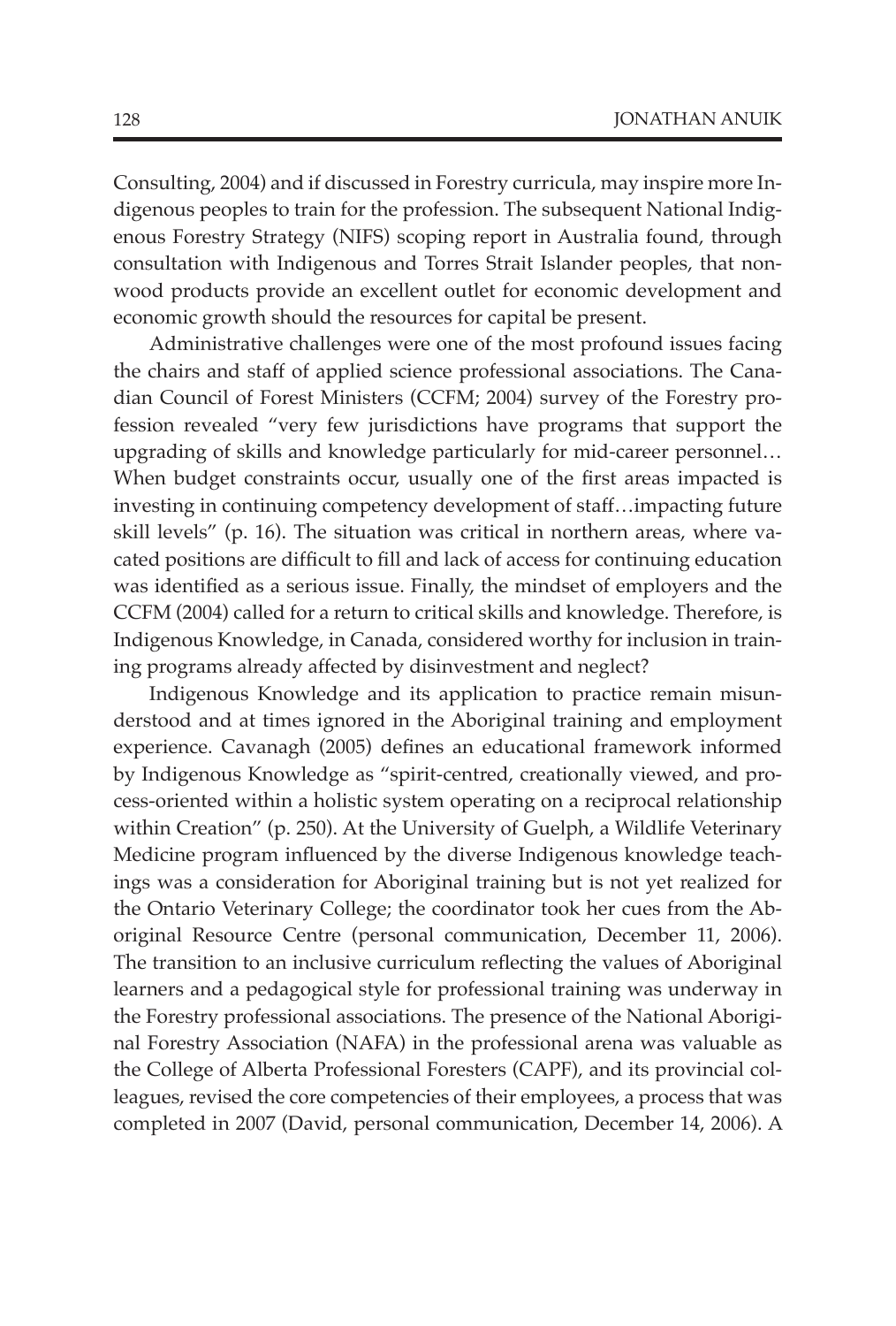Consulting, 2004) and if discussed in Forestry curricula, may inspire more Indigenous peoples to train for the profession. The subsequent National Indigenous Forestry Strategy (NIFS) scoping report in Australia found, through consultation with Indigenous and Torres Strait Islander peoples, that non-wood products provide an excellent outlet for economic development and economic growth should the resources for capital be present.

Administrative challenges were one of the most profound issues facing the chairs and staff of applied science professional associations. The Canadian Council of Forest Ministers (CCFM; 2004) survey of the Forestry profession revealed "very few jurisdictions have programs that support the upgrading of skills and knowledge particularly for mid-career personnel… When budget constraints occur, usually one of the first areas impacted is investing in continuing competency development of staff…impacting future skill levels" (p. 16). The situation was critical in northern areas, where vacated positions are difficult to fill and lack of access for continuing education was identified as a serious issue. Finally, the mindset of employers and the CCFM (2004) called for a return to critical skills and knowledge. Therefore, is Indigenous Knowledge, in Canada, considered worthy for inclusion in training programs already affected by disinvestment and neglect?

Indigenous Knowledge and its application to practice remain misunderstood and at times ignored in the Aboriginal training and employment experience. Cavanagh (2005) defines an educational framework informed by Indigenous Knowledge as "spirit-centred, creationally viewed, and process-oriented within a holistic system operating on a reciprocal relationship within Creation" (p. 250). At the University of Guelph, a Wildlife Veterinary Medicine program influenced by the diverse Indigenous knowledge teachings was a consideration for Aboriginal training but is not yet realized for the Ontario Veterinary College; the coordinator took her cues from the Aboriginal Resource Centre (personal communication, December 11, 2006). The transition to an inclusive curriculum reflecting the values of Aboriginal learners and a pedagogical style for professional training was underway in the Forestry professional associations. The presence of the National Aboriginal Forestry Association (NAFA) in the professional arena was valuable as the College of Alberta Professional Foresters (CAPF), and its provincial colleagues, revised the core competencies of their employees, a process that was completed in 2007 (David, personal communication, December 14, 2006). A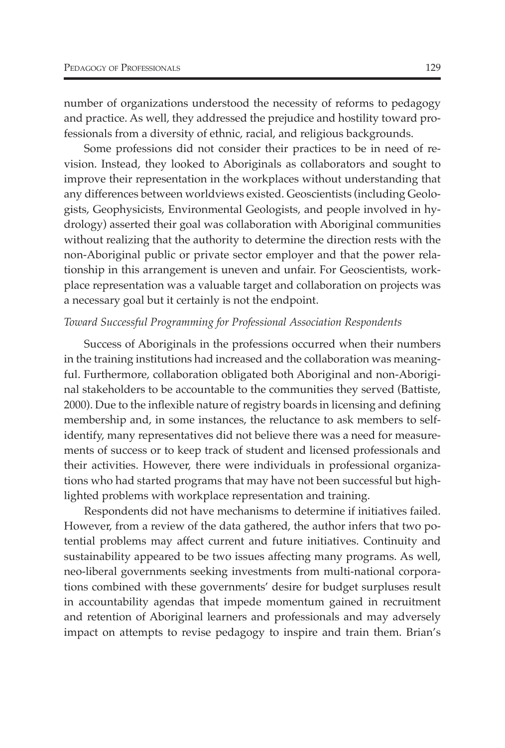number of organizations understood the necessity of reforms to pedagogy and practice. As well, they addressed the prejudice and hostility toward professionals from a diversity of ethnic, racial, and religious backgrounds.

Some professions did not consider their practices to be in need of revision. Instead, they looked to Aboriginals as collaborators and sought to improve their representation in the workplaces without understanding that any differences between worldviews existed. Geoscientists (including Geologists, Geophysicists, Environmental Geologists, and people involved in hydrology) asserted their goal was collaboration with Aboriginal communities without realizing that the authority to determine the direction rests with the non-Aboriginal public or private sector employer and that the power relationship in this arrangement is uneven and unfair. For Geoscientists, workplace representation was a valuable target and collaboration on projects was a necessary goal but it certainly is not the endpoint.

*Toward Successful Programming for Professional Association Respondents*

Success of Aboriginals in the professions occurred when their numbers in the training institutions had increased and the collaboration was meaningful. Furthermore, collaboration obligated both Aboriginal and non-Aboriginal stakeholders to be accountable to the communities they served (Battiste, 2000). Due to the inflexible nature of registry boards in licensing and defining membership and, in some instances, the reluctance to ask members to self-identify, many representatives did not believe there was a need for measurements of success or to keep track of student and licensed professionals and their activities. However, there were individuals in professional organizations who had started programs that may have not been successful but highlighted problems with workplace representation and training.

Respondents did not have mechanisms to determine if initiatives failed. However, from a review of the data gathered, the author infers that two potential problems may affect current and future initiatives. Continuity and sustainability appeared to be two issues affecting many programs. As well, neo-liberal governments seeking investments from multi-national corporations combined with these governments' desire for budget surpluses result in accountability agendas that impede momentum gained in recruitment and retention of Aboriginal learners and professionals and may adversely impact on attempts to revise pedagogy to inspire and train them. Brian's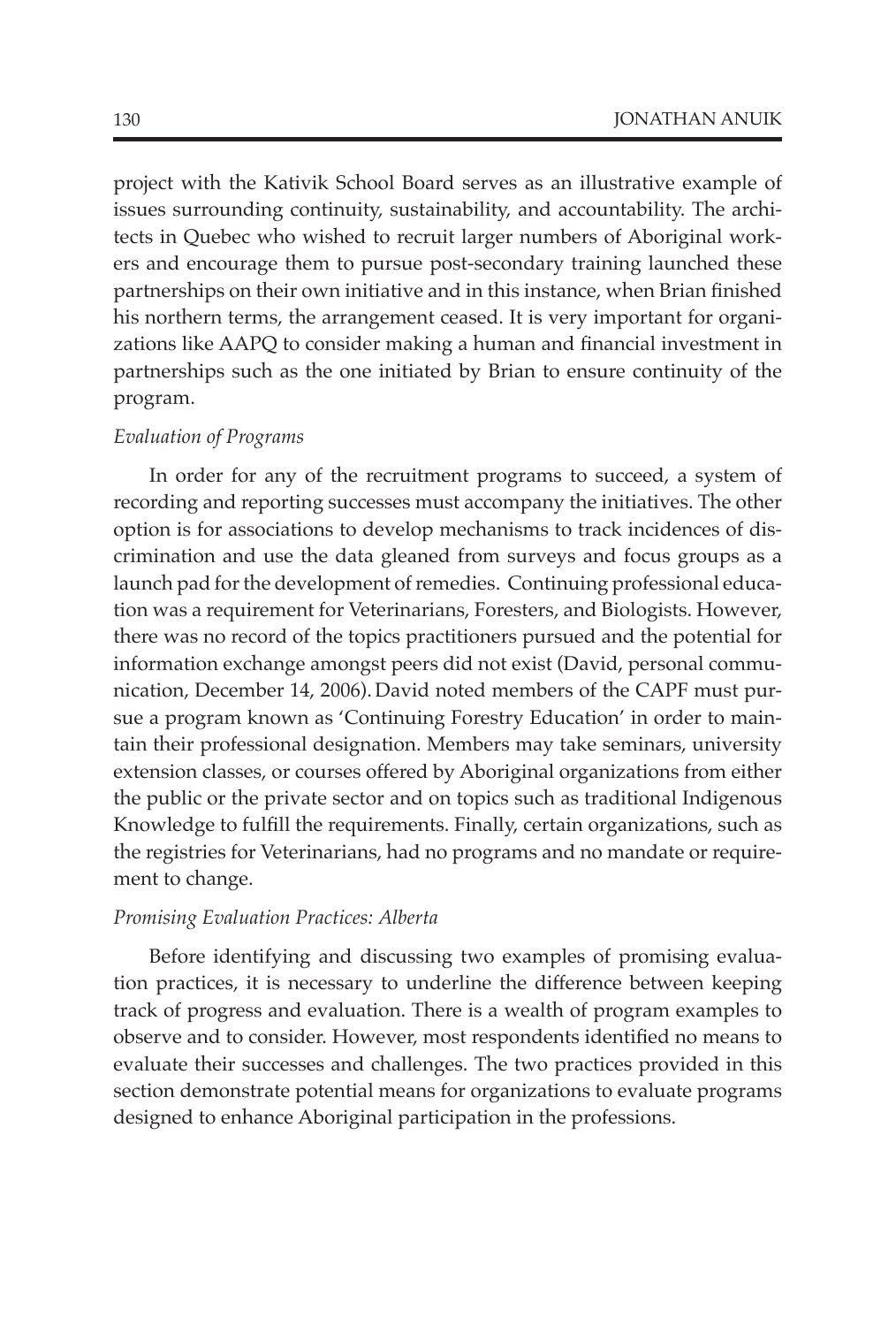project with the Kativik School Board serves as an illustrative example of issues surrounding continuity, sustainability, and accountability. The architects in Quebec who wished to recruit larger numbers of Aboriginal workers and encourage them to pursue post-secondary training launched these partnerships on their own initiative and in this instance, when Brian finished his northern terms, the arrangement ceased. It is very important for organizations like AAPQ to consider making a human and financial investment in partnerships such as the one initiated by Brian to ensure continuity of the program.

*Evaluation of Programs*

In order for any of the recruitment programs to succeed, a system of recording and reporting successes must accompany the initiatives. The other option is for associations to develop mechanisms to track incidences of discrimination and use the data gleaned from surveys and focus groups as a launch pad for the development of remedies. Continuing professional education was a requirement for Veterinarians, Foresters, and Biologists. However, there was no record of the topics practitioners pursued and the potential for information exchange amongst peers did not exist (David, personal communication, December 14, 2006). David noted members of the CAPF must pursue a program known as 'Continuing Forestry Education' in order to maintain their professional designation. Members may take seminars, university extension classes, or courses offered by Aboriginal organizations from either the public or the private sector and on topics such as traditional Indigenous Knowledge to fulfill the requirements. Finally, certain organizations, such as the registries for Veterinarians, had no programs and no mandate or requirement to change.

*Promising Evaluation Practices: Alberta*

Before identifying and discussing two examples of promising evaluation practices, it is necessary to underline the difference between keeping track of progress and evaluation. There is a wealth of program examples to observe and to consider. However, most respondents identified no means to evaluate their successes and challenges. The two practices provided in this section demonstrate potential means for organizations to evaluate programs designed to enhance Aboriginal participation in the professions.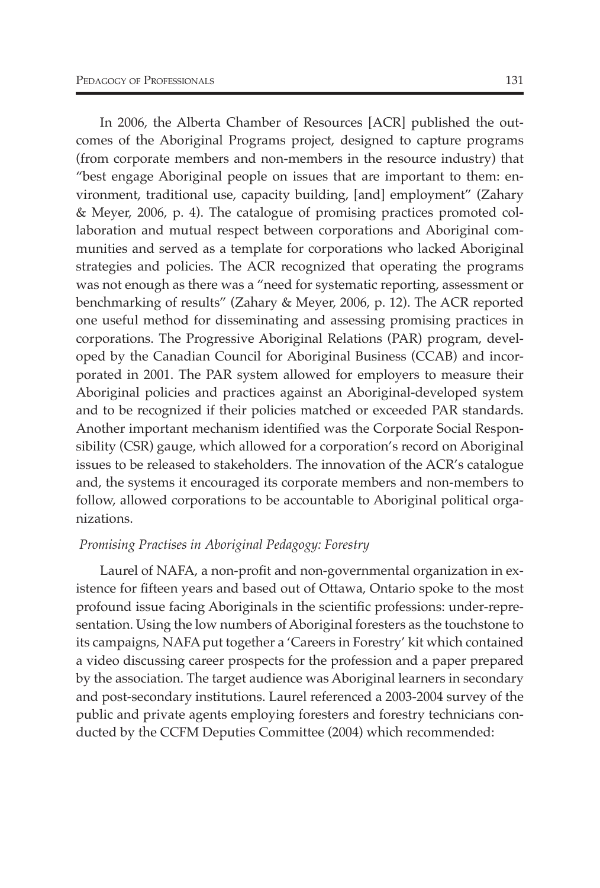In 2006, the Alberta Chamber of Resources [ACR] published the outcomes of the Aboriginal Programs project, designed to capture programs (from corporate members and non-members in the resource industry) that "best engage Aboriginal people on issues that are important to them: environment, traditional use, capacity building, [and] employment" (Zahary & Meyer, 2006, p. 4). The catalogue of promising practices promoted collaboration and mutual respect between corporations and Aboriginal communities and served as a template for corporations who lacked Aboriginal strategies and policies. The ACR recognized that operating the programs was not enough as there was a "need for systematic reporting, assessment or benchmarking of results" (Zahary & Meyer, 2006, p. 12). The ACR reported one useful method for disseminating and assessing promising practices in corporations. The Progressive Aboriginal Relations (PAR) program, developed by the Canadian Council for Aboriginal Business (CCAB) and incorporated in 2001. The PAR system allowed for employers to measure their Aboriginal policies and practices against an Aboriginal-developed system and to be recognized if their policies matched or exceeded PAR standards. Another important mechanism identified was the Corporate Social Responsibility (CSR) gauge, which allowed for a corporation's record on Aboriginal issues to be released to stakeholders. The innovation of the ACR's catalogue and, the systems it encouraged its corporate members and non-members to follow, allowed corporations to be accountable to Aboriginal political organizations.

*Promising Practises in Aboriginal Pedagogy: Forestry*

Laurel of NAFA, a non-profit and non-governmental organization in existence for fifteen years and based out of Ottawa, Ontario spoke to the most profound issue facing Aboriginals in the scientific professions: under-representation. Using the low numbers of Aboriginal foresters as the touchstone to its campaigns, NAFA put together a 'Careers in Forestry' kit which contained a video discussing career prospects for the profession and a paper prepared by the association. The target audience was Aboriginal learners in secondary and post-secondary institutions. Laurel referenced a 2003-2004 survey of the public and private agents employing foresters and forestry technicians conducted by the CCFM Deputies Committee (2004) which recommended: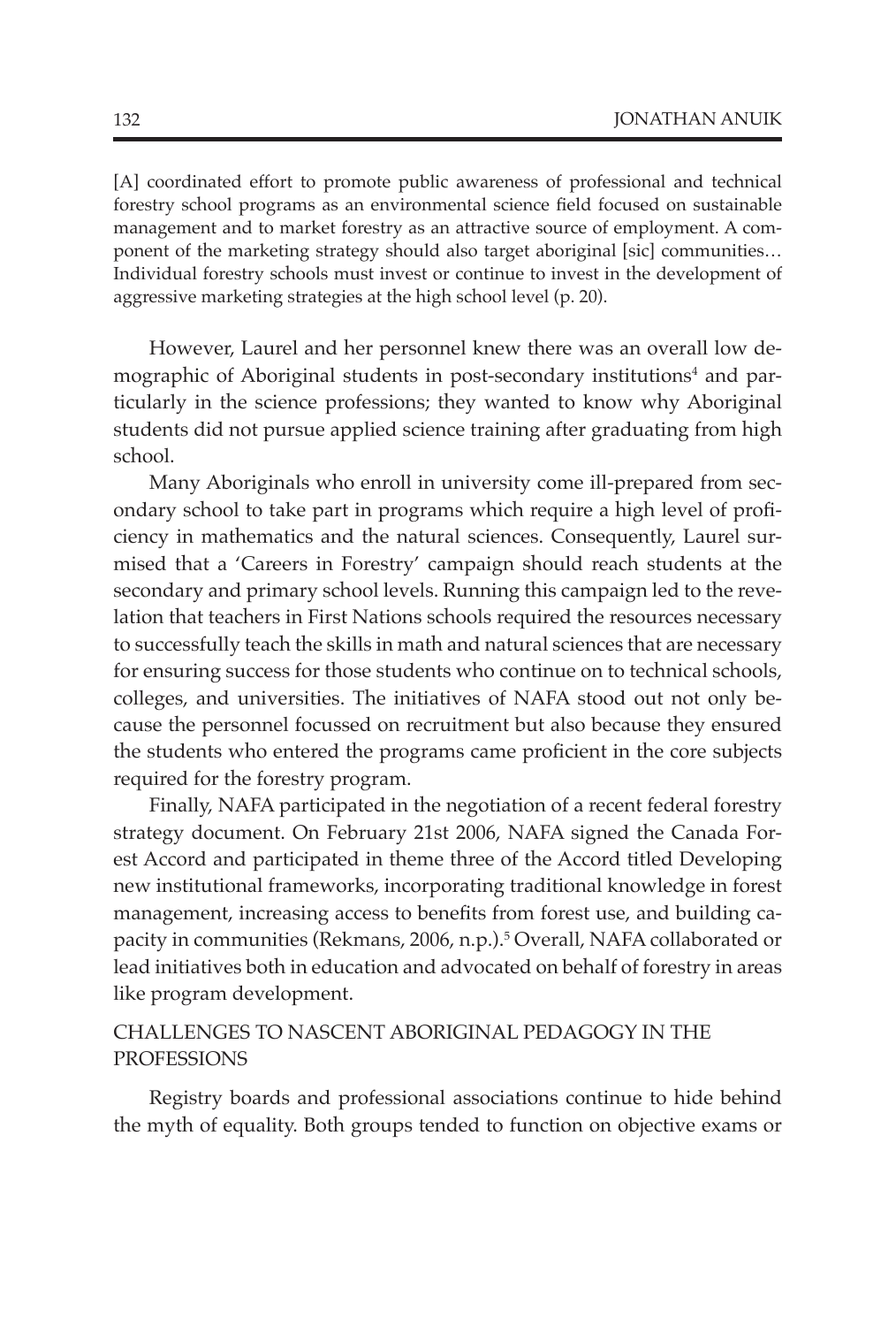[A] coordinated effort to promote public awareness of professional and technical forestry school programs as an environmental science field focused on sustainable management and to market forestry as an attractive source of employment. A component of the marketing strategy should also target aboriginal [sic] communities… Individual forestry schools must invest or continue to invest in the development of aggressive marketing strategies at the high school level (p. 20).

However, Laurel and her personnel knew there was an overall low demographic of Aboriginal students in post-secondary institutions[4] and particularly in the science professions; they wanted to know why Aboriginal students did not pursue applied science training after graduating from high school.

Many Aboriginals who enroll in university come ill-prepared from secondary school to take part in programs which require a high level of proficiency in mathematics and the natural sciences. Consequently, Laurel surmised that a 'Careers in Forestry' campaign should reach students at the secondary and primary school levels. Running this campaign led to the revelation that teachers in First Nations schools required the resources necessary to successfully teach the skills in math and natural sciences that are necessary for ensuring success for those students who continue on to technical schools, colleges, and universities. The initiatives of NAFA stood out not only because the personnel focussed on recruitment but also because they ensured the students who entered the programs came proficient in the core subjects required for the forestry program.

Finally, NAFA participated in the negotiation of a recent federal forestry strategy document. On February 21st 2006, NAFA signed the Canada Forest Accord and participated in theme three of the Accord titled Developing new institutional frameworks, incorporating traditional knowledge in forest management, increasing access to benefits from forest use, and building capacity in communities (Rekmans, 2006, n.p.).[5] Overall, NAFA collaborated or lead initiatives both in education and advocated on behalf of forestry in areas like program development.

## CHALLENGES TO NASCENT ABORIGINAL PEDAGOGY IN THE PROFESSIONS

Registry boards and professional associations continue to hide behind the myth of equality. Both groups tended to function on objective exams or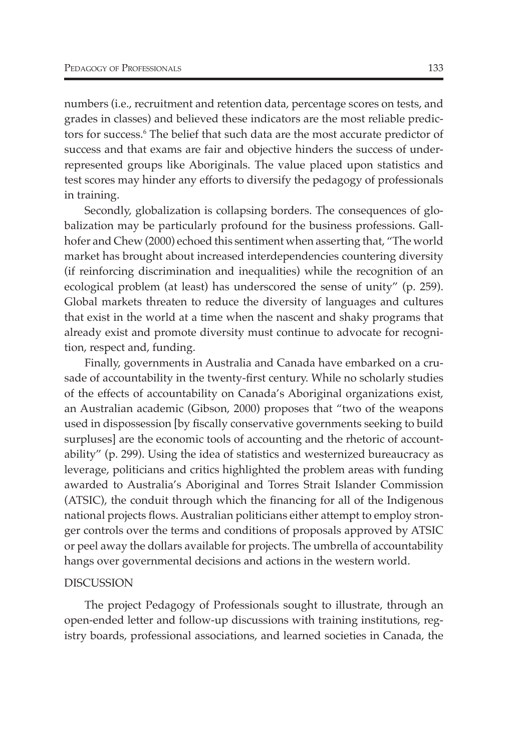numbers (i.e., recruitment and retention data, percentage scores on tests, and grades in classes) and believed these indicators are the most reliable predictors for success.[6] The belief that such data are the most accurate predictor of success and that exams are fair and objective hinders the success of underrepresented groups like Aboriginals. The value placed upon statistics and test scores may hinder any efforts to diversify the pedagogy of professionals in training.

Secondly, globalization is collapsing borders. The consequences of globalization may be particularly profound for the business professions. Gallhofer and Chew (2000) echoed this sentiment when asserting that, "The world market has brought about increased interdependencies countering diversity (if reinforcing discrimination and inequalities) while the recognition of an ecological problem (at least) has underscored the sense of unity" (p. 259). Global markets threaten to reduce the diversity of languages and cultures that exist in the world at a time when the nascent and shaky programs that already exist and promote diversity must continue to advocate for recognition, respect and, funding.

Finally, governments in Australia and Canada have embarked on a crusade of accountability in the twenty-first century. While no scholarly studies of the effects of accountability on Canada's Aboriginal organizations exist, an Australian academic (Gibson, 2000) proposes that "two of the weapons used in dispossession [by fiscally conservative governments seeking to build surpluses] are the economic tools of accounting and the rhetoric of accountability" (p. 299). Using the idea of statistics and westernized bureaucracy as leverage, politicians and critics highlighted the problem areas with funding awarded to Australia's Aboriginal and Torres Strait Islander Commission (ATSIC), the conduit through which the financing for all of the Indigenous national projects flows. Australian politicians either attempt to employ stronger controls over the terms and conditions of proposals approved by ATSIC or peel away the dollars available for projects. The umbrella of accountability hangs over governmental decisions and actions in the western world.

## DISCUSSION

The project Pedagogy of Professionals sought to illustrate, through an open-ended letter and follow-up discussions with training institutions, registry boards, professional associations, and learned societies in Canada, the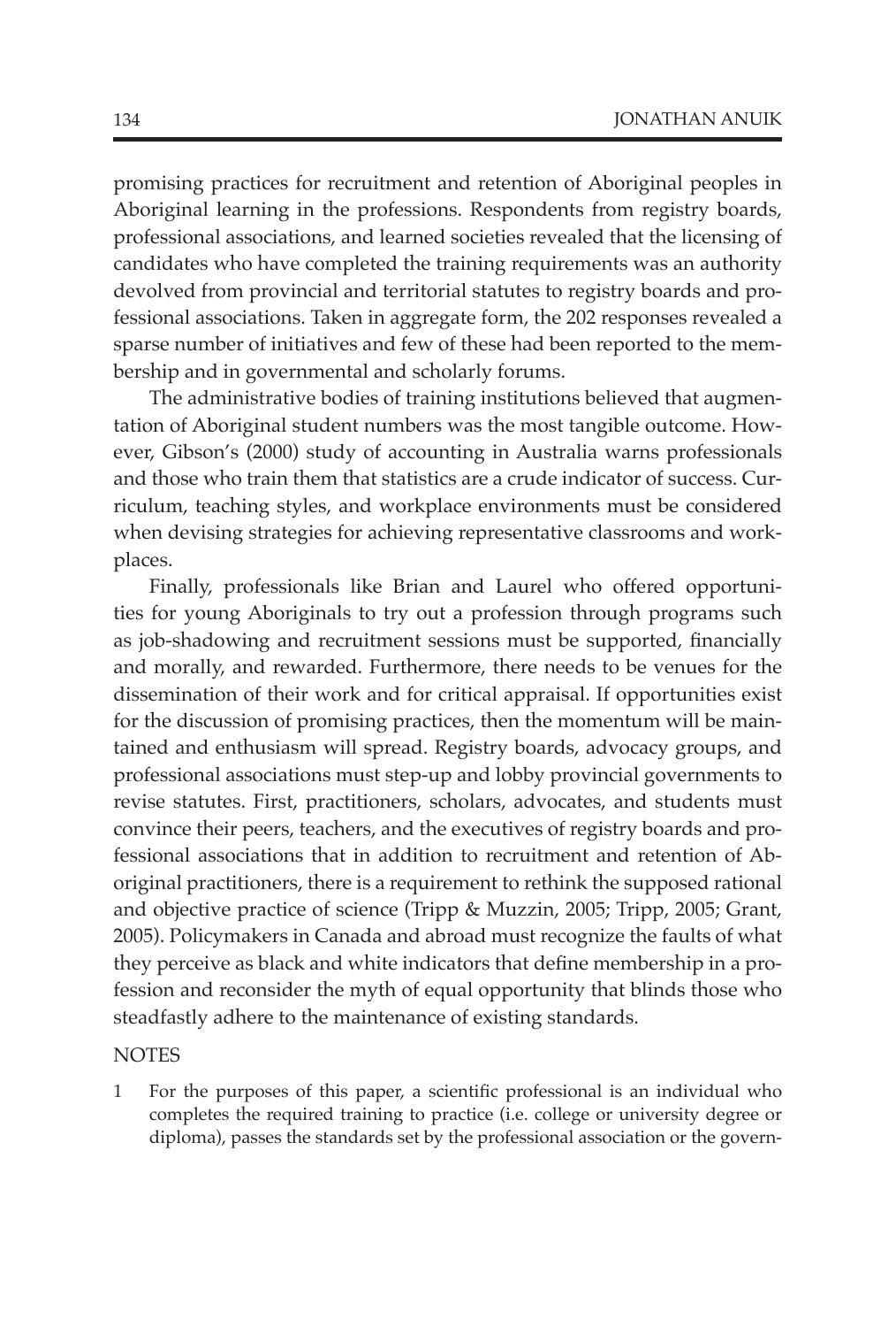promising practices for recruitment and retention of Aboriginal peoples in Aboriginal learning in the professions. Respondents from registry boards, professional associations, and learned societies revealed that the licensing of candidates who have completed the training requirements was an authority devolved from provincial and territorial statutes to registry boards and professional associations. Taken in aggregate form, the 202 responses revealed a sparse number of initiatives and few of these had been reported to the membership and in governmental and scholarly forums.

The administrative bodies of training institutions believed that augmentation of Aboriginal student numbers was the most tangible outcome. However, Gibson's (2000) study of accounting in Australia warns professionals and those who train them that statistics are a crude indicator of success. Curriculum, teaching styles, and workplace environments must be considered when devising strategies for achieving representative classrooms and workplaces.

Finally, professionals like Brian and Laurel who offered opportunities for young Aboriginals to try out a profession through programs such as job-shadowing and recruitment sessions must be supported, financially and morally, and rewarded. Furthermore, there needs to be venues for the dissemination of their work and for critical appraisal. If opportunities exist for the discussion of promising practices, then the momentum will be maintained and enthusiasm will spread. Registry boards, advocacy groups, and professional associations must step-up and lobby provincial governments to revise statutes. First, practitioners, scholars, advocates, and students must convince their peers, teachers, and the executives of registry boards and professional associations that in addition to recruitment and retention of Aboriginal practitioners, there is a requirement to rethink the supposed rational and objective practice of science (Tripp & Muzzin, 2005; Tripp, 2005; Grant, 2005). Policymakers in Canada and abroad must recognize the faults of what they perceive as black and white indicators that define membership in a profession and reconsider the myth of equal opportunity that blinds those who steadfastly adhere to the maintenance of existing standards.

NOTES

1 For the purposes of this paper, a scientific professional is an individual who completes the required training to practice (i.e. college or university degree or diploma), passes the standards set by the professional association or the govern-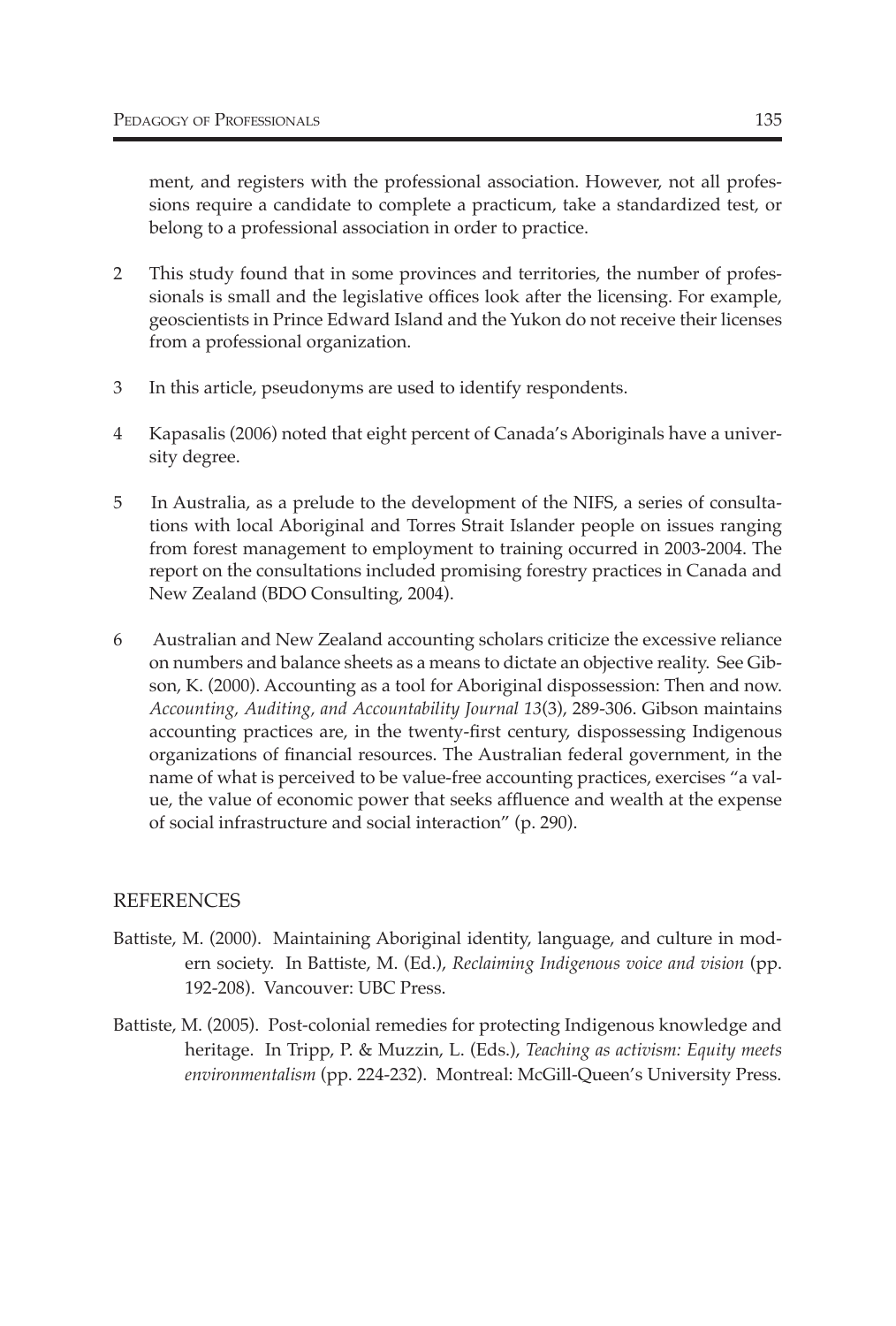ment, and registers with the professional association. However, not all professions require a candidate to complete a practicum, take a standardized test, or belong to a professional association in order to practice.

2 This study found that in some provinces and territories, the number of professionals is small and the legislative offices look after the licensing. For example, geoscientists in Prince Edward Island and the Yukon do not receive their licenses from a professional organization.

3 In this article, pseudonyms are used to identify respondents.

4 Kapasalis (2006) noted that eight percent of Canada's Aboriginals have a university degree.

5 In Australia, as a prelude to the development of the NIFS, a series of consultations with local Aboriginal and Torres Strait Islander people on issues ranging from forest management to employment to training occurred in 2003-2004. The report on the consultations included promising forestry practices in Canada and New Zealand (BDO Consulting, 2004).

6 Australian and New Zealand accounting scholars criticize the excessive reliance on numbers and balance sheets as a means to dictate an objective reality. See Gibson, K. (2000). Accounting as a tool for Aboriginal dispossession: Then and now. *Accounting, Auditing, and Accountability Journal 13*(3), 289-306. Gibson maintains accounting practices are, in the twenty-first century, dispossessing Indigenous organizations of financial resources. The Australian federal government, in the name of what is perceived to be value-free accounting practices, exercises "a value, the value of economic power that seeks affluence and wealth at the expense of social infrastructure and social interaction" (p. 290).

## REFERENCES

Battiste, M. (2000). Maintaining Aboriginal identity, language, and culture in modern society. In Battiste, M. (Ed.), *Reclaiming Indigenous voice and vision* (pp. 192-208). Vancouver: UBC Press.

Battiste, M. (2005). Post-colonial remedies for protecting Indigenous knowledge and heritage. In Tripp, P. & Muzzin, L. (Eds.), *Teaching as activism: Equity meets environmentalism* (pp. 224-232). Montreal: McGill-Queen's University Press.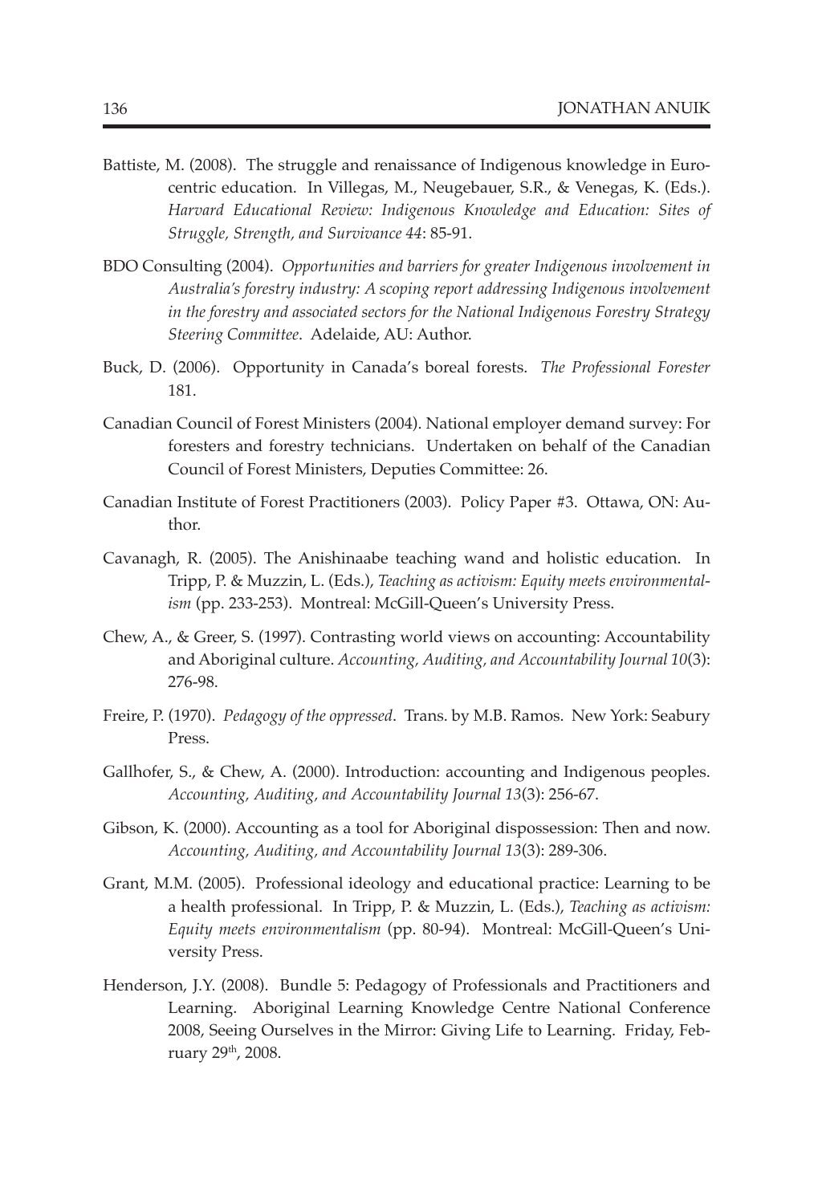Battiste, M. (2008). The struggle and renaissance of Indigenous knowledge in Eurocentric education. In Villegas, M., Neugebauer, S.R., & Venegas, K. (Eds.). *Harvard Educational Review: Indigenous Knowledge and Education: Sites of Struggle, Strength, and Survivance 44*: 85-91.

BDO Consulting (2004). *Opportunities and barriers for greater Indigenous involvement in Australia's forestry industry: A scoping report addressing Indigenous involvement in the forestry and associated sectors for the National Indigenous Forestry Strategy Steering Committee*. Adelaide, AU: Author.

Buck, D. (2006). Opportunity in Canada's boreal forests. *The Professional Forester* 181.

Canadian Council of Forest Ministers (2004). National employer demand survey: For foresters and forestry technicians. Undertaken on behalf of the Canadian Council of Forest Ministers, Deputies Committee: 26.

Canadian Institute of Forest Practitioners (2003). Policy Paper #3. Ottawa, ON: Author.

Cavanagh, R. (2005). The Anishinaabe teaching wand and holistic education. In Tripp, P. & Muzzin, L. (Eds.), *Teaching as activism: Equity meets environmentalism* (pp. 233-253). Montreal: McGill-Queen's University Press.

Chew, A., & Greer, S. (1997). Contrasting world views on accounting: Accountability and Aboriginal culture. *Accounting, Auditing, and Accountability Journal 10*(3): 276-98.

Freire, P. (1970). *Pedagogy of the oppressed*. Trans. by M.B. Ramos. New York: Seabury Press.

Gallhofer, S., & Chew, A. (2000). Introduction: accounting and Indigenous peoples. *Accounting, Auditing, and Accountability Journal 13*(3): 256-67.

Gibson, K. (2000). Accounting as a tool for Aboriginal dispossession: Then and now. *Accounting, Auditing, and Accountability Journal 13*(3): 289-306.

Grant, M.M. (2005). Professional ideology and educational practice: Learning to be a health professional. In Tripp, P. & Muzzin, L. (Eds.), *Teaching as activism: Equity meets environmentalism* (pp. 80-94). Montreal: McGill-Queen's University Press.

Henderson, J.Y. (2008). Bundle 5: Pedagogy of Professionals and Practitioners and Learning. Aboriginal Learning Knowledge Centre National Conference 2008, Seeing Ourselves in the Mirror: Giving Life to Learning. Friday, February 29th, 2008.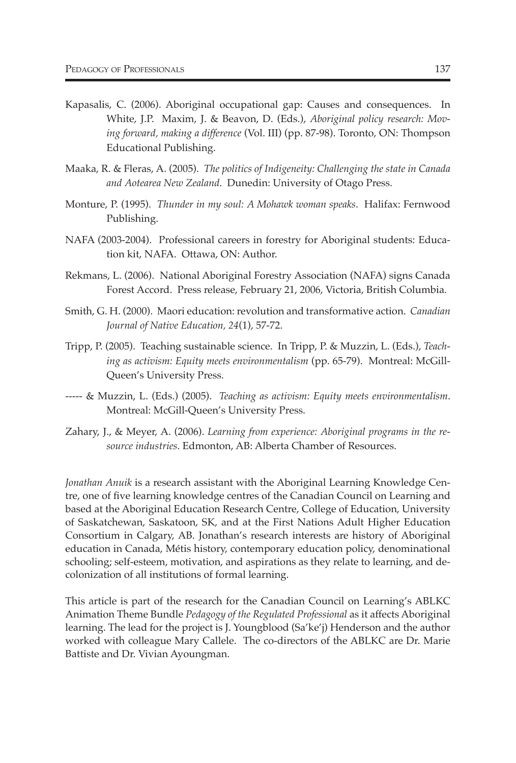Kapasalis, C. (2006). Aboriginal occupational gap: Causes and consequences. In White, J.P. Maxim, J. & Beavon, D. (Eds.), *Aboriginal policy research: Moving forward, making a difference* (Vol. III) (pp. 87-98). Toronto, ON: Thompson Educational Publishing.

Maaka, R. & Fleras, A. (2005). *The politics of Indigeneity: Challenging the state in Canada and Aotearea New Zealand*. Dunedin: University of Otago Press.

Monture, P. (1995). *Thunder in my soul: A Mohawk woman speaks*. Halifax: Fernwood Publishing.

NAFA (2003-2004). Professional careers in forestry for Aboriginal students: Education kit, NAFA. Ottawa, ON: Author.

Rekmans, L. (2006). National Aboriginal Forestry Association (NAFA) signs Canada Forest Accord. Press release, February 21, 2006, Victoria, British Columbia.

Smith, G. H. (2000). Maori education: revolution and transformative action. *Canadian Journal of Native Education, 24*(1), 57-72.

Tripp, P. (2005). Teaching sustainable science. In Tripp, P. & Muzzin, L. (Eds.), *Teaching as activism: Equity meets environmentalism* (pp. 65-79). Montreal: McGill-Queen's University Press.

----- & Muzzin, L. (Eds.) (2005). *Teaching as activism: Equity meets environmentalism*. Montreal: McGill-Queen's University Press.

Zahary, J., & Meyer, A. (2006). *Learning from experience: Aboriginal programs in the resource industries*. Edmonton, AB: Alberta Chamber of Resources.

*Jonathan Anuik* is a research assistant with the Aboriginal Learning Knowledge Centre, one of five learning knowledge centres of the Canadian Council on Learning and based at the Aboriginal Education Research Centre, College of Education, University of Saskatchewan, Saskatoon, SK, and at the First Nations Adult Higher Education Consortium in Calgary, AB. Jonathan's research interests are history of Aboriginal education in Canada, Métis history, contemporary education policy, denominational schooling; self-esteem, motivation, and aspirations as they relate to learning, and decolonization of all institutions of formal learning.

This article is part of the research for the Canadian Council on Learning's ABLKC Animation Theme Bundle *Pedagogy of the Regulated Professional* as it affects Aboriginal learning. The lead for the project is J. Youngblood (Sa'ke'j) Henderson and the author worked with colleague Mary Callele. The co-directors of the ABLKC are Dr. Marie Battiste and Dr. Vivian Ayoungman.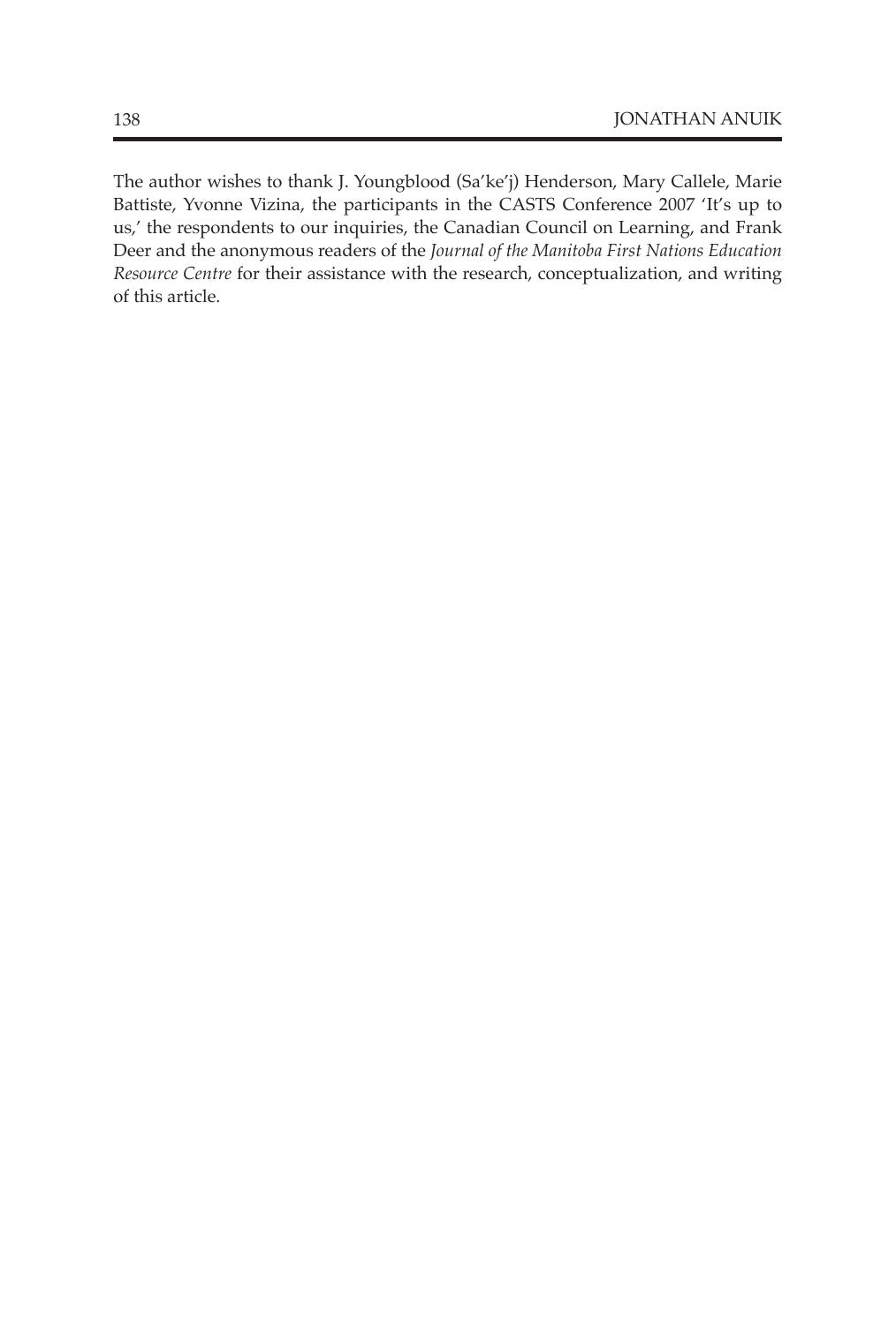The author wishes to thank J. Youngblood (Sa'ke'j) Henderson, Mary Callele, Marie Battiste, Yvonne Vizina, the participants in the CASTS Conference 2007 'It's up to us,' the respondents to our inquiries, the Canadian Council on Learning, and Frank Deer and the anonymous readers of the *Journal of the Manitoba First Nations Education Resource Centre* for their assistance with the research, conceptualization, and writing of this article.